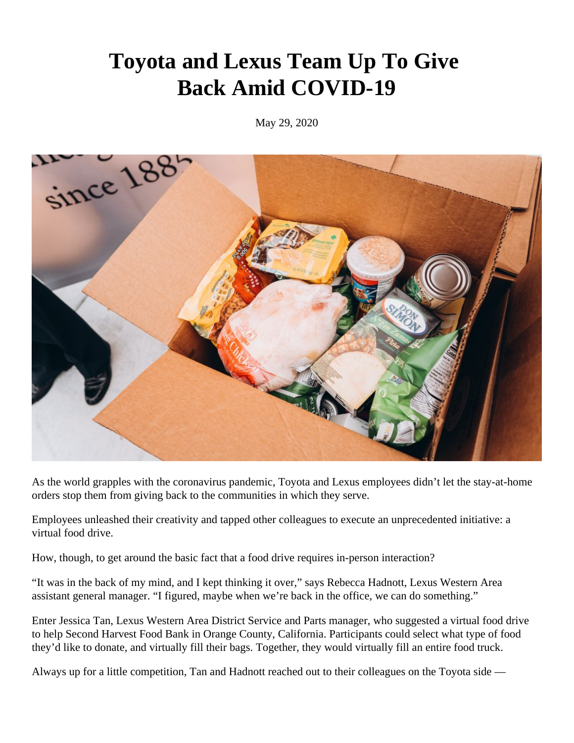# Toyota and Lexus Team Up To Give Back Amid COVID-19

May 29, 2020

As the world grapples with the coronavirus pandemic, Toyota and Lexus employees didn’t let the stay-at-home orders stop them from giving back to the communities in which they serve.

Employees unleashed their creativity and tapped other colleagues to execute an unprecedented initiative: a virtual food drive.

How, though, to get around the basic fact that a food drive requires in-person interaction?

“It was in the back of my mind, and I kept thinking it over,” says Rebecca Hadnott, Lexus Western Area assistant general manager. “I figured, maybe when we’re back in the office, we can do something.”

Enter Jessica Tan, Lexus Western Area District Service and Parts manager, who suggested a virtual food drive to help Second Harvest Food Bank in Orange County, California. Participants could select what type of food they’d like to donate, and virtually fill their bags. Together, they would virtually fill an entire food truck.

Always up for a little competition, Tan and Hadnott reached out to their colleagues on the Toyota side —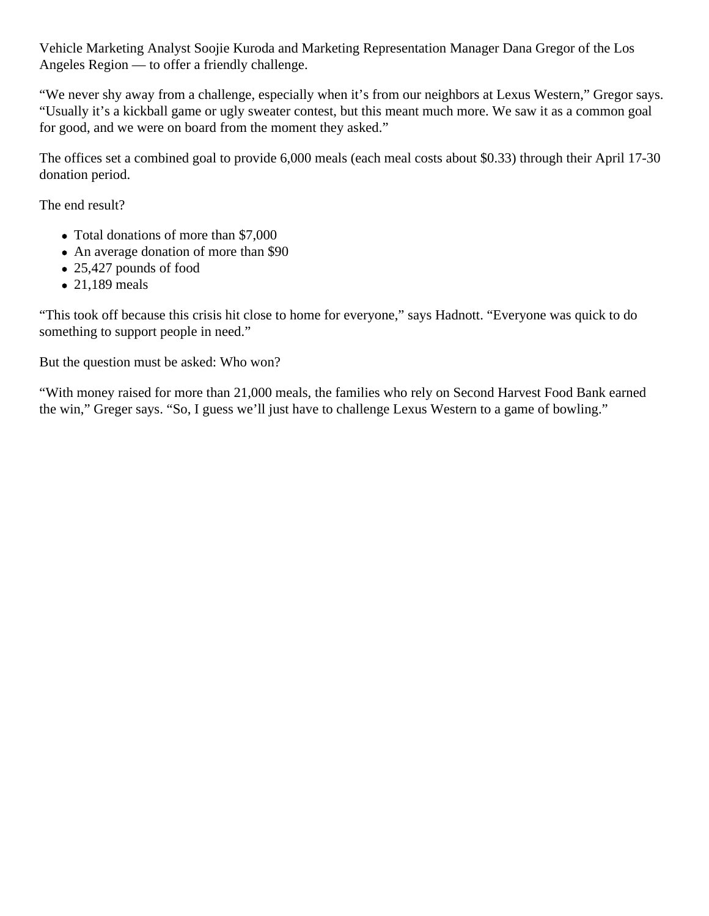Vehicle Marketing Analyst Soojie Kuroda and Marketing Representation Manager Dana Gregor of the Los Angeles Region — to offer a friendly challenge.

“We never shy away from a challenge, especially when it’s from our neighbors at Lexus Western,” Gregor says. “Usually it’s a kickball game or ugly sweater contest, but this meant much more. We saw it as a common goal for good, and we were on board from the moment they asked.”

The offices set a combined goal to provide 6,000 meals (each meal costs about $0.33) through their April 17-30 donation period.

The end result?

- Total donations of more than $7,000
- An average donation of more than $90
- 25,427 pounds of food
- 21,189 meals

“This took off because this crisis hit close to home for everyone,” says Hadnott. “Everyone was quick to do something to support people in need.”

But the question must be asked: Who won?

“With money raised for more than 21,000 meals, the families who rely on Second Harvest Food Bank earned the win,” Greger says. “So, I guess we’ll just have to challenge Lexus Western to a game of bowling.”